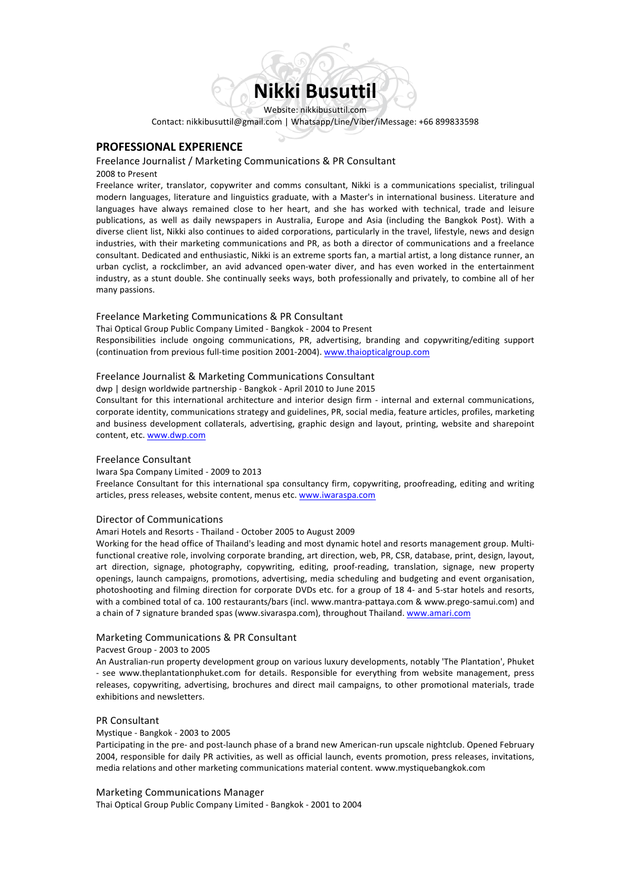# Nikki Busuttil

Website: nikkibusuttil.com

Contact: nikkibusuttil@gmail.com | Whatsapp/Line/Viber/iMessage: +66 899833598

## PROFESSIONAL EXPERIENCE

### Freelance Journalist / Marketing Communications & PR Consultant

2008 to Present

Freelance writer, translator, copywriter and comms consultant, Nikki is a communications specialist, trilingual modern languages, literature and linguistics graduate, with a Master's in international business. Literature and languages have always remained close to her heart, and she has worked with technical, trade and leisure publications, as well as daily newspapers in Australia, Europe and Asia (including the Bangkok Post). With a diverse client list, Nikki also continues to aided corporations, particularly in the travel, lifestyle, news and design industries, with their marketing communications and PR, as both a director of communications and a freelance consultant. Dedicated and enthusiastic, Nikki is an extreme sports fan, a martial artist, a long distance runner, an urban cyclist, a rockclimber, an avid advanced open-water diver, and has even worked in the entertainment industry, as a stunt double. She continually seeks ways, both professionally and privately, to combine all of her many passions.

### Freelance Marketing Communications & PR Consultant

Thai Optical Group Public Company Limited - Bangkok - 2004 to Present

Responsibilities include ongoing communications, PR, advertising, branding and copywriting/editing support (continuation from previous full-time position 2001-2004). www.thaiopticalgroup.com

### Freelance Journalist & Marketing Communications Consultant

dwp | design worldwide partnership - Bangkok - April 2010 to June 2015

Consultant for this international architecture and interior design firm - internal and external communications, corporate identity, communications strategy and guidelines, PR, social media, feature articles, profiles, marketing and business development collaterals, advertising, graphic design and layout, printing, website and sharepoint content, etc. www.dwp.com

### Freelance Consultant

Iwara Spa Company Limited - 2009 to 2013

Freelance Consultant for this international spa consultancy firm, copywriting, proofreading, editing and writing articles, press releases, website content, menus etc. www.iwaraspa.com

### Director of Communications

Amari Hotels and Resorts - Thailand - October 2005 to August 2009

Working for the head office of Thailand's leading and most dynamic hotel and resorts management group. Multi-functional creative role, involving corporate branding, art direction, web, PR, CSR, database, print, design, layout, art direction, signage, photography, copywriting, editing, proof-reading, translation, signage, new property openings, launch campaigns, promotions, advertising, media scheduling and budgeting and event organisation, photoshooting and filming direction for corporate DVDs etc. for a group of 18 4- and 5-star hotels and resorts, with a combined total of ca. 100 restaurants/bars (incl. www.mantra-pattaya.com & www.prego-samui.com) and a chain of 7 signature branded spas (www.sivaraspa.com), throughout Thailand. www.amari.com

### Marketing Communications & PR Consultant

Pacvest Group - 2003 to 2005

An Australian-run property development group on various luxury developments, notably 'The Plantation', Phuket - see www.theplantationphuket.com for details. Responsible for everything from website management, press releases, copywriting, advertising, brochures and direct mail campaigns, to other promotional materials, trade exhibitions and newsletters.

### PR Consultant

Mystique - Bangkok - 2003 to 2005

Participating in the pre- and post-launch phase of a brand new American-run upscale nightclub. Opened February 2004, responsible for daily PR activities, as well as official launch, events promotion, press releases, invitations, media relations and other marketing communications material content. www.mystiquebangkok.com

### Marketing Communications Manager

Thai Optical Group Public Company Limited - Bangkok - 2001 to 2004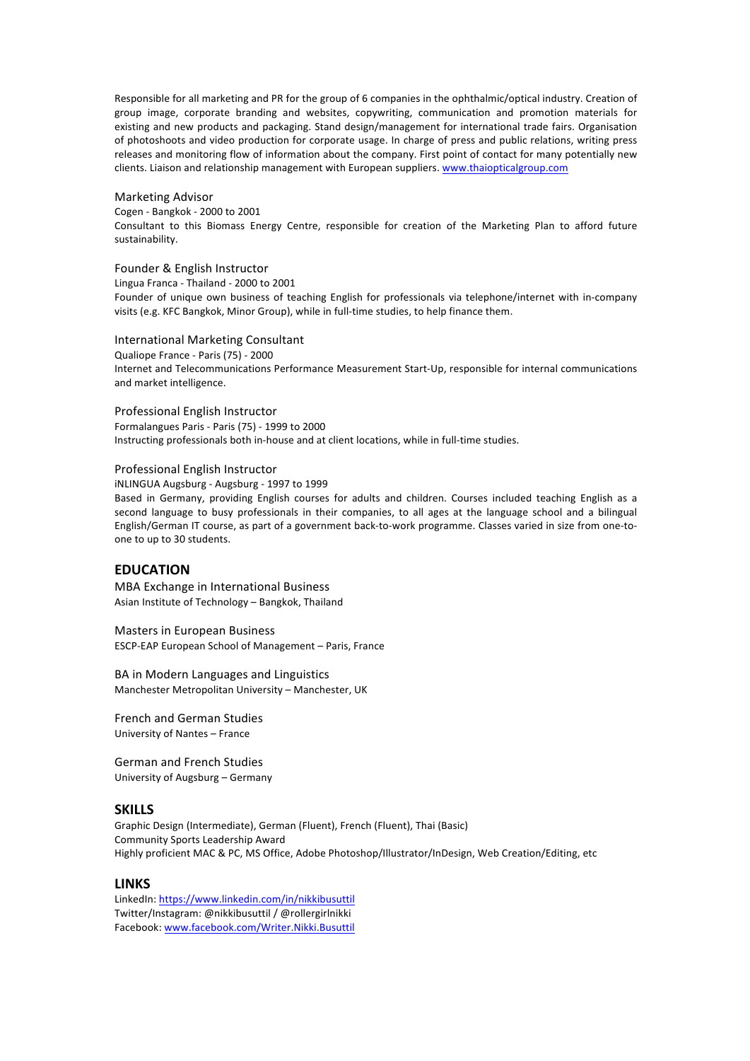Responsible for all marketing and PR for the group of 6 companies in the ophthalmic/optical industry. Creation of group image, corporate branding and websites, copywriting, communication and promotion materials for existing and new products and packaging. Stand design/management for international trade fairs. Organisation of photoshoots and video production for corporate usage. In charge of press and public relations, writing press releases and monitoring flow of information about the company. First point of contact for many potentially new clients. Liaison and relationship management with European suppliers. [www.thaiopticalgroup.com](http://www.thaiopticalgroup.com)

### Marketing Advisor

Cogen - Bangkok - 2000 to 2001

Consultant to this Biomass Energy Centre, responsible for creation of the Marketing Plan to afford future sustainability.

### Founder & English Instructor

Lingua Franca - Thailand - 2000 to 2001

Founder of unique own business of teaching English for professionals via telephone/internet with in-company visits (e.g. KFC Bangkok, Minor Group), while in full-time studies, to help finance them.

### International Marketing Consultant

Qualiope France - Paris (75) - 2000

Internet and Telecommunications Performance Measurement Start-Up, responsible for internal communications and market intelligence.

### Professional English Instructor

Formalangues Paris - Paris (75) - 1999 to 2000

Instructing professionals both in-house and at client locations, while in full-time studies.

### Professional English Instructor

iNLINGUA Augsburg - Augsburg - 1997 to 1999

Based in Germany, providing English courses for adults and children. Courses included teaching English as a second language to busy professionals in their companies, to all ages at the language school and a bilingual English/German IT course, as part of a government back-to-work programme. Classes varied in size from one-to-one to up to 30 students.

## EDUCATION

### MBA Exchange in International Business

Asian Institute of Technology – Bangkok, Thailand

### Masters in European Business

ESCP-EAP European School of Management – Paris, France

### BA in Modern Languages and Linguistics

Manchester Metropolitan University – Manchester, UK

### French and German Studies

University of Nantes – France

### German and French Studies

University of Augsburg – Germany

## SKILLS

Graphic Design (Intermediate), German (Fluent), French (Fluent), Thai (Basic)
Community Sports Leadership Award
Highly proficient MAC & PC, MS Office, Adobe Photoshop/Illustrator/InDesign, Web Creation/Editing, etc

## LINKS

LinkedIn: [https://www.linkedin.com/in/nikkibusuttil](https://www.linkedin.com/in/nikkibusuttil)
Twitter/Instagram: @nikkibusuttil / @rollergirlnikki
Facebook: [www.facebook.com/Writer.Nikki.Busuttil](http://www.facebook.com/Writer.Nikki.Busuttil)